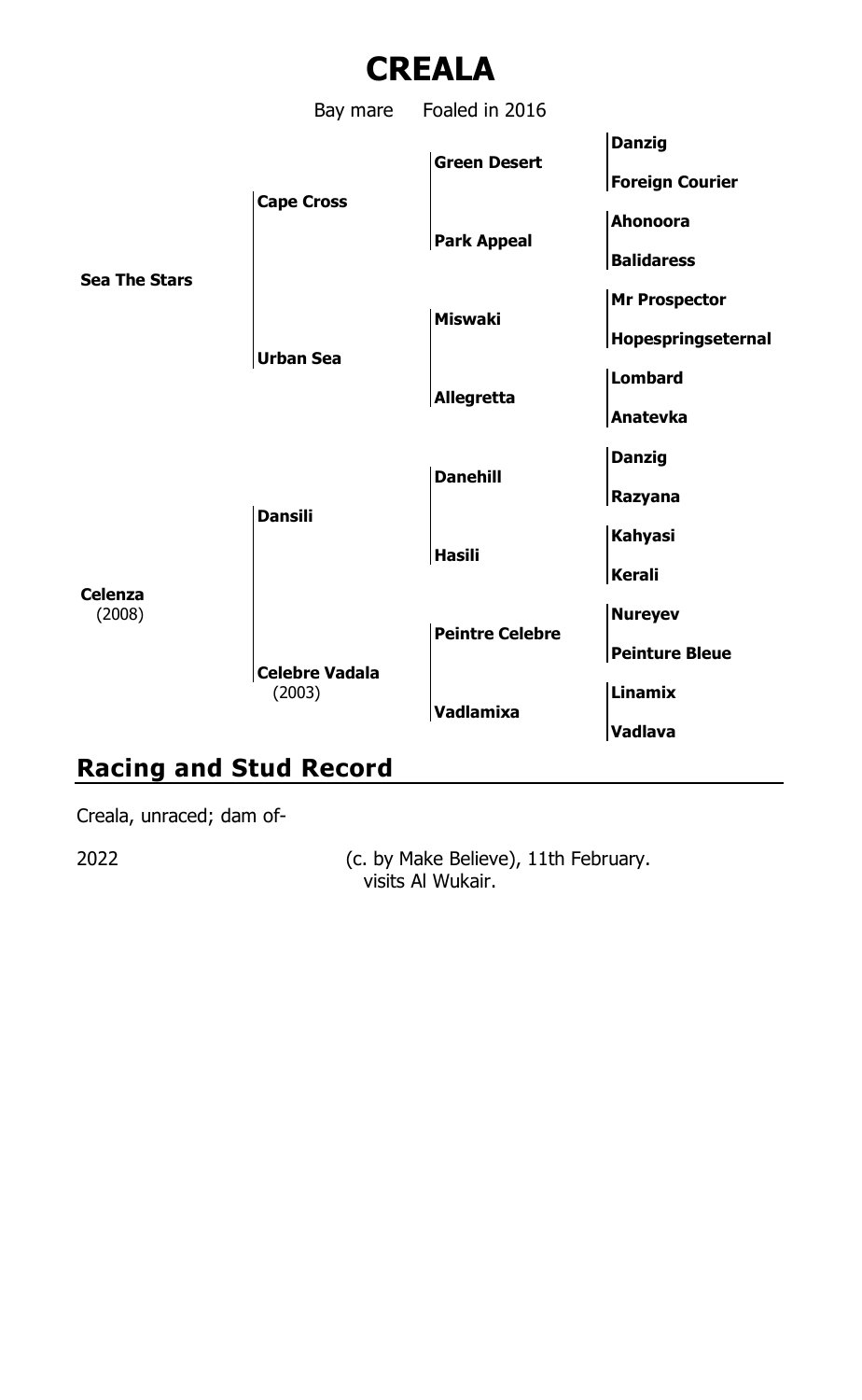# CREALA

Bay mare Foaled in 2016

| Sire | | | |
|---|---|---|---|
| **Sea The Stars** | **Cape Cross** | **Green Desert** | **Danzig** |
| | | | **Foreign Courier** |
| | | **Park Appeal** | **Ahonoora** |
| | | | **Balidaress** |
| | **Urban Sea** | **Miswaki** | **Mr Prospector** |
| | | | **Hopespringseternal** |
| | | **Allegretta** | **Lombard** |
| | | | **Anatevka** |
| **Celenza** (2008) | **Dansili** | **Danehill** | **Danzig** |
| | | | **Razyana** |
| | | **Hasili** | **Kahyasi** |
| | | | **Kerali** |
| | **Celebre Vadala** (2003) | **Peintre Celebre** | **Nureyev** |
| | | | **Peinture Bleue** |
| | | **Vadlamixa** | **Linamix** |
| | | | **Vadlava** |

## Racing and Stud Record

Creala, unraced; dam of-

2022 (c. by Make Believe), 11th February.
visits Al Wukair.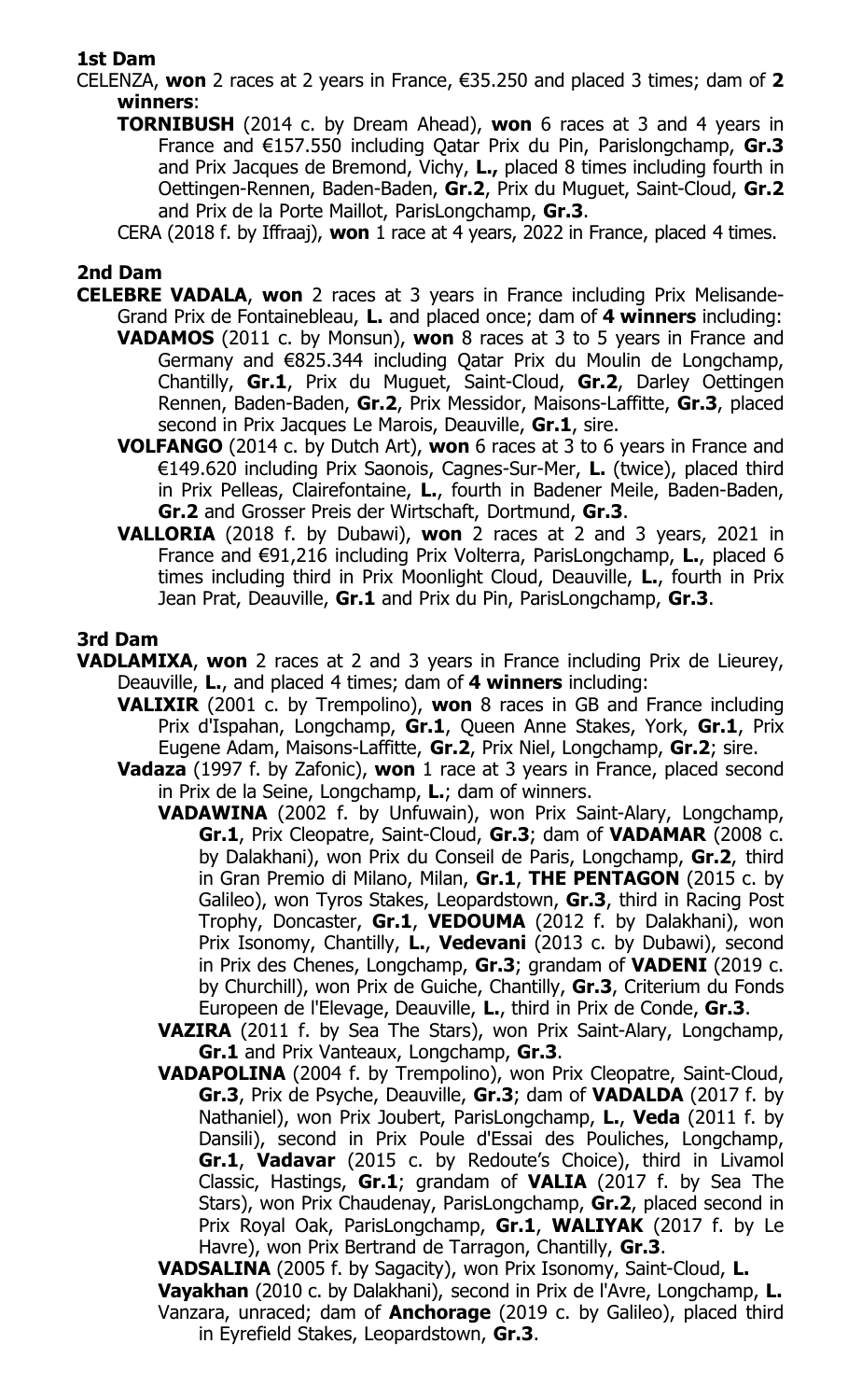## 1st Dam

CELENZA, **won** 2 races at 2 years in France, €35.250 and placed 3 times; dam of **2 winners**:

- **TORNIBUSH** (2014 c. by Dream Ahead), **won** 6 races at 3 and 4 years in France and €157.550 including Qatar Prix du Pin, Parislongchamp, **Gr.3** and Prix Jacques de Bremond, Vichy, **L.,** placed 8 times including fourth in Oettingen-Rennen, Baden-Baden, **Gr.2**, Prix du Muguet, Saint-Cloud, **Gr.2** and Prix de la Porte Maillot, ParisLongchamp, **Gr.3**.
- CERA (2018 f. by Iffraaj), **won** 1 race at 4 years, 2022 in France, placed 4 times.

## 2nd Dam

**CELEBRE VADALA**, **won** 2 races at 3 years in France including Prix Melisande-Grand Prix de Fontainebleau, **L.** and placed once; dam of **4 winners** including:

- **VADAMOS** (2011 c. by Monsun), **won** 8 races at 3 to 5 years in France and Germany and €825.344 including Qatar Prix du Moulin de Longchamp, Chantilly, **Gr.1**, Prix du Muguet, Saint-Cloud, **Gr.2**, Darley Oettingen Rennen, Baden-Baden, **Gr.2**, Prix Messidor, Maisons-Laffitte, **Gr.3**, placed second in Prix Jacques Le Marois, Deauville, **Gr.1**, sire.
- **VOLFANGO** (2014 c. by Dutch Art), **won** 6 races at 3 to 6 years in France and €149.620 including Prix Saonois, Cagnes-Sur-Mer, **L.** (twice), placed third in Prix Pelleas, Clairefontaine, **L.**, fourth in Badener Meile, Baden-Baden, **Gr.2** and Grosser Preis der Wirtschaft, Dortmund, **Gr.3**.
- **VALLORIA** (2018 f. by Dubawi), **won** 2 races at 2 and 3 years, 2021 in France and €91,216 including Prix Volterra, ParisLongchamp, **L.**, placed 6 times including third in Prix Moonlight Cloud, Deauville, **L.**, fourth in Prix Jean Prat, Deauville, **Gr.1** and Prix du Pin, ParisLongchamp, **Gr.3**.

## 3rd Dam

**VADLAMIXA**, **won** 2 races at 2 and 3 years in France including Prix de Lieurey, Deauville, **L.**, and placed 4 times; dam of **4 winners** including:

- **VALIXIR** (2001 c. by Trempolino), **won** 8 races in GB and France including Prix d'Ispahan, Longchamp, **Gr.1**, Queen Anne Stakes, York, **Gr.1**, Prix Eugene Adam, Maisons-Laffitte, **Gr.2**, Prix Niel, Longchamp, **Gr.2**; sire.
- **Vadaza** (1997 f. by Zafonic), **won** 1 race at 3 years in France, placed second in Prix de la Seine, Longchamp, **L.**; dam of winners.
  - **VADAWINA** (2002 f. by Unfuwain), won Prix Saint-Alary, Longchamp, **Gr.1**, Prix Cleopatre, Saint-Cloud, **Gr.3**; dam of **VADAMAR** (2008 c. by Dalakhani), won Prix du Conseil de Paris, Longchamp, **Gr.2**, third in Gran Premio di Milano, Milan, **Gr.1**, **THE PENTAGON** (2015 c. by Galileo), won Tyros Stakes, Leopardstown, **Gr.3**, third in Racing Post Trophy, Doncaster, **Gr.1**, **VEDOUMA** (2012 f. by Dalakhani), won Prix Isonomy, Chantilly, **L.**, **Vedevani** (2013 c. by Dubawi), second in Prix des Chenes, Longchamp, **Gr.3**; grandam of **VADENI** (2019 c. by Churchill), won Prix de Guiche, Chantilly, **Gr.3**, Criterium du Fonds Europeen de l'Elevage, Deauville, **L.**, third in Prix de Conde, **Gr.3**.
  - **VAZIRA** (2011 f. by Sea The Stars), won Prix Saint-Alary, Longchamp, **Gr.1** and Prix Vanteaux, Longchamp, **Gr.3**.
  - **VADAPOLINA** (2004 f. by Trempolino), won Prix Cleopatre, Saint-Cloud, **Gr.3**, Prix de Psyche, Deauville, **Gr.3**; dam of **VADALDA** (2017 f. by Nathaniel), won Prix Joubert, ParisLongchamp, **L.**, **Veda** (2011 f. by Dansili), second in Prix Poule d'Essai des Pouliches, Longchamp, **Gr.1**, **Vadavar** (2015 c. by Redoute's Choice), third in Livamol Classic, Hastings, **Gr.1**; grandam of **VALIA** (2017 f. by Sea The Stars), won Prix Chaudenay, ParisLongchamp, **Gr.2**, placed second in Prix Royal Oak, ParisLongchamp, **Gr.1**, **WALIYAK** (2017 f. by Le Havre), won Prix Bertrand de Tarragon, Chantilly, **Gr.3**.
  - **VADSALINA** (2005 f. by Sagacity), won Prix Isonomy, Saint-Cloud, **L.**
  - **Vayakhan** (2010 c. by Dalakhani), second in Prix de l'Avre, Longchamp, **L.**
  - Vanzara, unraced; dam of **Anchorage** (2019 c. by Galileo), placed third in Eyrefield Stakes, Leopardstown, **Gr.3**.